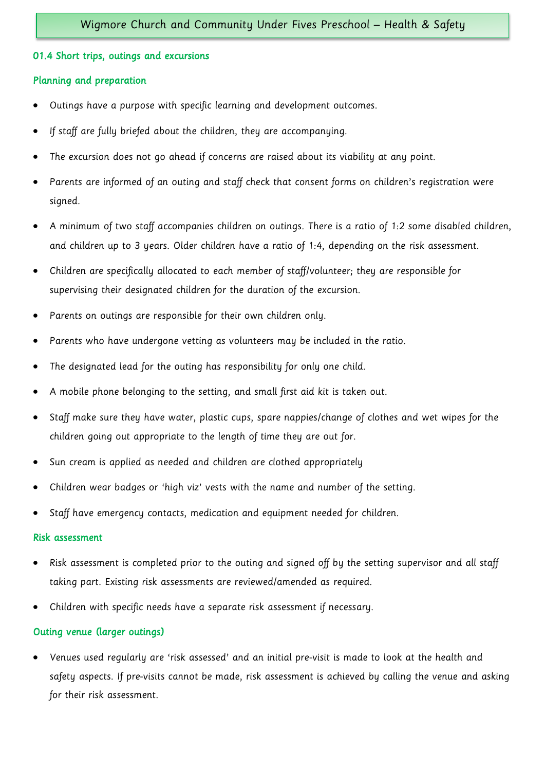# Wigmore Church and Community Under Fives Preschool – Health & Safety

## 01.4 Short trips, outings and excursions

### Planning and preparation

- Outings have a purpose with specific learning and development outcomes.
- If staff are fully briefed about the children, they are accompanying.
- The excursion does not go ahead if concerns are raised about its viability at any point.
- Parents are informed of an outing and staff check that consent forms on children's registration were signed.
- A minimum of two staff accompanies children on outings. There is a ratio of 1:2 some disabled children, and children up to 3 years. Older children have a ratio of 1:4, depending on the risk assessment.
- Children are specifically allocated to each member of staff/volunteer; they are responsible for supervising their designated children for the duration of the excursion.
- Parents on outings are responsible for their own children only.
- Parents who have undergone vetting as volunteers may be included in the ratio.
- The designated lead for the outing has responsibility for only one child.
- A mobile phone belonging to the setting, and small first aid kit is taken out.
- Staff make sure they have water, plastic cups, spare nappies/change of clothes and wet wipes for the children going out appropriate to the length of time they are out for.
- Sun cream is applied as needed and children are clothed appropriately
- Children wear badges or 'high viz' vests with the name and number of the setting.
- Staff have emergency contacts, medication and equipment needed for children.

### Risk assessment

- Risk assessment is completed prior to the outing and signed off by the setting supervisor and all staff taking part. Existing risk assessments are reviewed/amended as required.
- Children with specific needs have a separate risk assessment if necessary.

### Outing venue (larger outings)

- Venues used regularly are 'risk assessed' and an initial pre-visit is made to look at the health and safety aspects. If pre-visits cannot be made, risk assessment is achieved by calling the venue and asking for their risk assessment.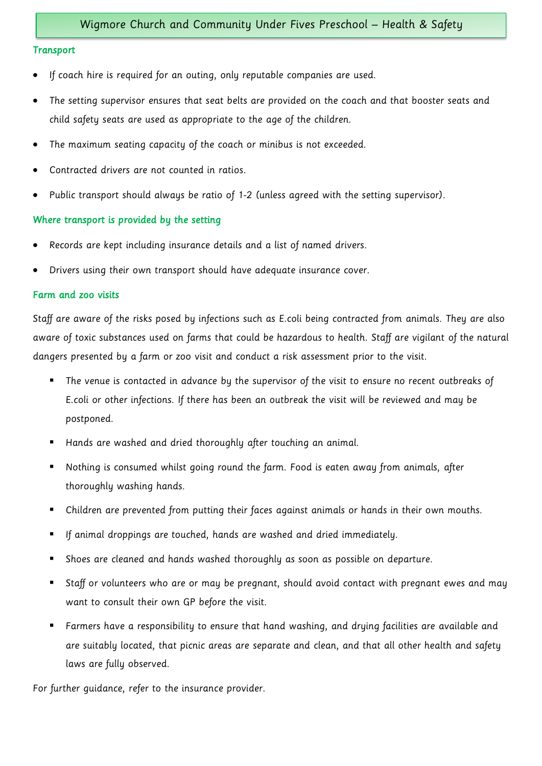### Transport

- If coach hire is required for an outing, only reputable companies are used.
- The setting supervisor ensures that seat belts are provided on the coach and that booster seats and child safety seats are used as appropriate to the age of the children.
- The maximum seating capacity of the coach or minibus is not exceeded.
- Contracted drivers are not counted in ratios.
- Public transport should always be ratio of 1-2 (unless agreed with the setting supervisor).

### Where transport is provided by the setting

- Records are kept including insurance details and a list of named drivers.
- Drivers using their own transport should have adequate insurance cover.

### Farm and zoo visits

Staff are aware of the risks posed by infections such as E.coli being contracted from animals. They are also aware of toxic substances used on farms that could be hazardous to health. Staff are vigilant of the natural dangers presented by a farm or zoo visit and conduct a risk assessment prior to the visit.

- The venue is contacted in advance by the supervisor of the visit to ensure no recent outbreaks of E.coli or other infections. If there has been an outbreak the visit will be reviewed and may be postponed.
- Hands are washed and dried thoroughly after touching an animal.
- Nothing is consumed whilst going round the farm. Food is eaten away from animals, after thoroughly washing hands.
- Children are prevented from putting their faces against animals or hands in their own mouths.
- If animal droppings are touched, hands are washed and dried immediately.
- Shoes are cleaned and hands washed thoroughly as soon as possible on departure.
- Staff or volunteers who are or may be pregnant, should avoid contact with pregnant ewes and may want to consult their own GP before the visit.
- Farmers have a responsibility to ensure that hand washing, and drying facilities are available and are suitably located, that picnic areas are separate and clean, and that all other health and safety laws are fully observed.

For further guidance, refer to the insurance provider.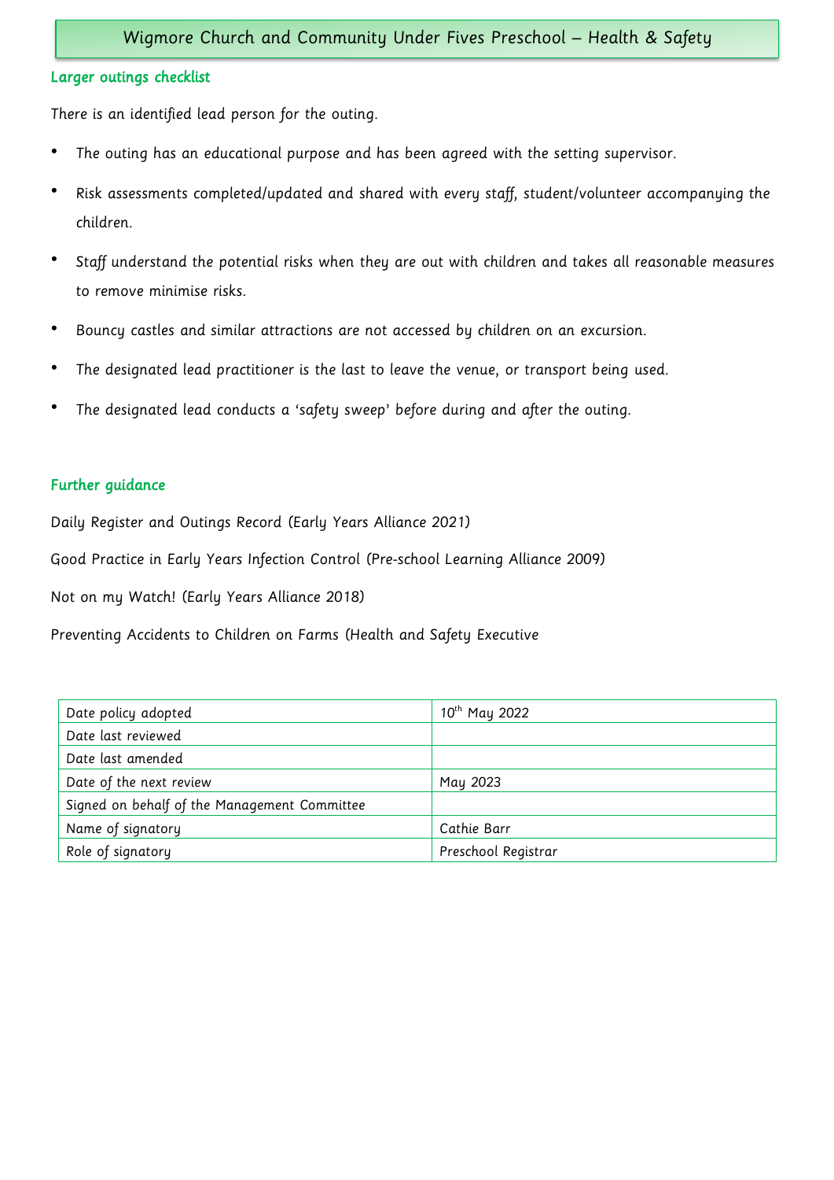## Larger outings checklist

There is an identified lead person for the outing.

- The outing has an educational purpose and has been agreed with the setting supervisor.
- Risk assessments completed/updated and shared with every staff, student/volunteer accompanying the children.
- Staff understand the potential risks when they are out with children and takes all reasonable measures to remove minimise risks.
- Bouncy castles and similar attractions are not accessed by children on an excursion.
- The designated lead practitioner is the last to leave the venue, or transport being used.
- The designated lead conducts a 'safety sweep' before during and after the outing.

## Further guidance

Daily Register and Outings Record (Early Years Alliance 2021)

Good Practice in Early Years Infection Control (Pre-school Learning Alliance 2009)

Not on my Watch! (Early Years Alliance 2018)

Preventing Accidents to Children on Farms (Health and Safety Executive

| | |
|---|---|
| Date policy adopted | 10th May 2022 |
| Date last reviewed | |
| Date last amended | |
| Date of the next review | May 2023 |
| Signed on behalf of the Management Committee | |
| Name of signatory | Cathie Barr |
| Role of signatory | Preschool Registrar |